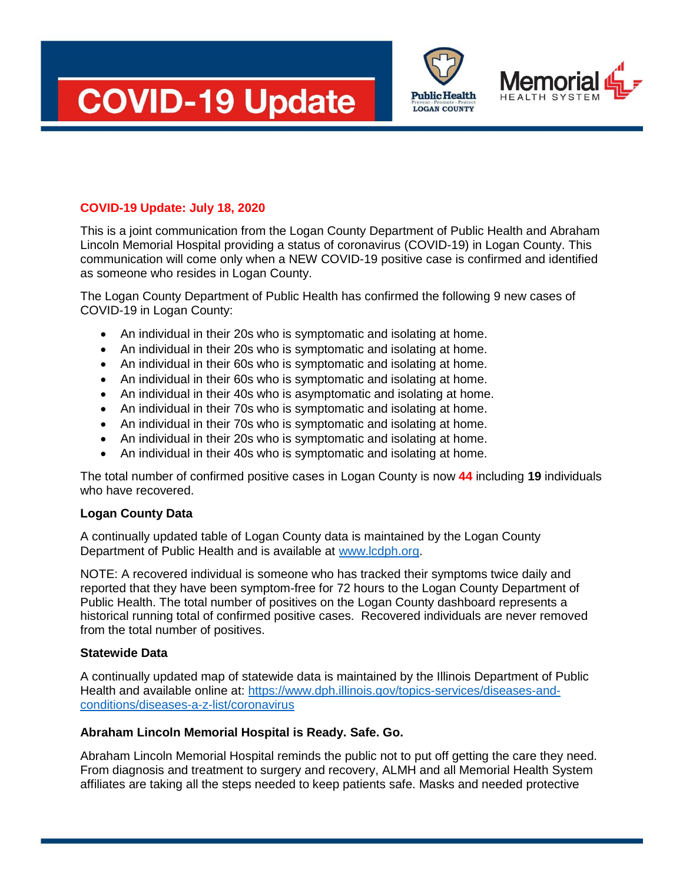# COVID-19 Update

Public Health
Prevent · Promote · Protect
LOGAN COUNTY

Memorial
HEALTH SYSTEM

**COVID-19 Update: July 18, 2020**

This is a joint communication from the Logan County Department of Public Health and Abraham Lincoln Memorial Hospital providing a status of coronavirus (COVID-19) in Logan County. This communication will come only when a NEW COVID-19 positive case is confirmed and identified as someone who resides in Logan County.

The Logan County Department of Public Health has confirmed the following 9 new cases of COVID-19 in Logan County:

- An individual in their 20s who is symptomatic and isolating at home.
- An individual in their 20s who is symptomatic and isolating at home.
- An individual in their 60s who is symptomatic and isolating at home.
- An individual in their 60s who is symptomatic and isolating at home.
- An individual in their 40s who is asymptomatic and isolating at home.
- An individual in their 70s who is symptomatic and isolating at home.
- An individual in their 70s who is symptomatic and isolating at home.
- An individual in their 20s who is symptomatic and isolating at home.
- An individual in their 40s who is symptomatic and isolating at home.

The total number of confirmed positive cases in Logan County is now **44** including **19** individuals who have recovered.

**Logan County Data**

A continually updated table of Logan County data is maintained by the Logan County Department of Public Health and is available at [www.lcdph.org](http://www.lcdph.org).

NOTE: A recovered individual is someone who has tracked their symptoms twice daily and reported that they have been symptom-free for 72 hours to the Logan County Department of Public Health. The total number of positives on the Logan County dashboard represents a historical running total of confirmed positive cases. Recovered individuals are never removed from the total number of positives.

**Statewide Data**

A continually updated map of statewide data is maintained by the Illinois Department of Public Health and available online at: [https://www.dph.illinois.gov/topics-services/diseases-and-conditions/diseases-a-z-list/coronavirus](https://www.dph.illinois.gov/topics-services/diseases-and-conditions/diseases-a-z-list/coronavirus)

**Abraham Lincoln Memorial Hospital is Ready. Safe. Go.**

Abraham Lincoln Memorial Hospital reminds the public not to put off getting the care they need. From diagnosis and treatment to surgery and recovery, ALMH and all Memorial Health System affiliates are taking all the steps needed to keep patients safe. Masks and needed protective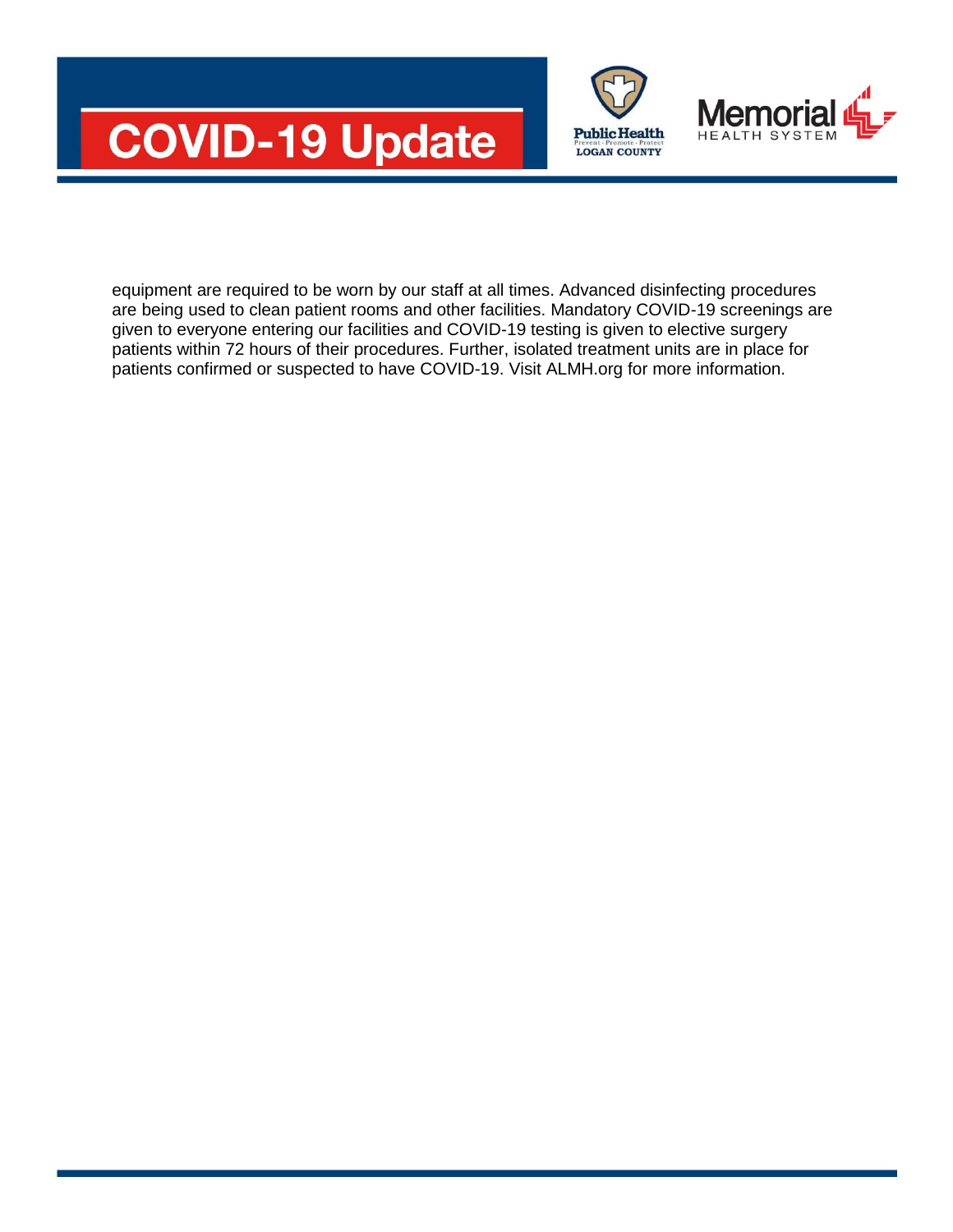equipment are required to be worn by our staff at all times. Advanced disinfecting procedures are being used to clean patient rooms and other facilities. Mandatory COVID-19 screenings are given to everyone entering our facilities and COVID-19 testing is given to elective surgery patients within 72 hours of their procedures. Further, isolated treatment units are in place for patients confirmed or suspected to have COVID-19. Visit ALMH.org for more information.